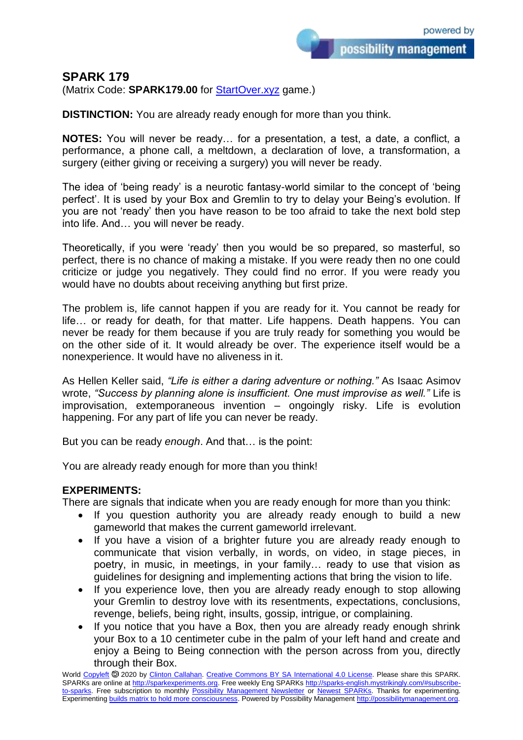# SPARK 179

(Matrix Code: **SPARK179.00** for StartOver.xyz game.)

**DISTINCTION:** You are already ready enough for more than you think.

**NOTES:** You will never be ready… for a presentation, a test, a date, a conflict, a performance, a phone call, a meltdown, a declaration of love, a transformation, a surgery (either giving or receiving a surgery) you will never be ready.

The idea of 'being ready' is a neurotic fantasy-world similar to the concept of 'being perfect'. It is used by your Box and Gremlin to try to delay your Being's evolution. If you are not 'ready' then you have reason to be too afraid to take the next bold step into life. And… you will never be ready.

Theoretically, if you were 'ready' then you would be so prepared, so masterful, so perfect, there is no chance of making a mistake. If you were ready then no one could criticize or judge you negatively. They could find no error. If you were ready you would have no doubts about receiving anything but first prize.

The problem is, life cannot happen if you are ready for it. You cannot be ready for life… or ready for death, for that matter. Life happens. Death happens. You can never be ready for them because if you are truly ready for something you would be on the other side of it. It would already be over. The experience itself would be a nonexperience. It would have no aliveness in it.

As Hellen Keller said, *"Life is either a daring adventure or nothing."* As Isaac Asimov wrote, *"Success by planning alone is insufficient. One must improvise as well."* Life is improvisation, extemporaneous invention – ongoingly risky. Life is evolution happening. For any part of life you can never be ready.

But you can be ready *enough*. And that… is the point:

You are already ready enough for more than you think!

**EXPERIMENTS:**

There are signals that indicate when you are ready enough for more than you think:

- If you question authority you are already ready enough to build a new gameworld that makes the current gameworld irrelevant.
- If you have a vision of a brighter future you are already ready enough to communicate that vision verbally, in words, on video, in stage pieces, in poetry, in music, in meetings, in your family… ready to use that vision as guidelines for designing and implementing actions that bring the vision to life.
- If you experience love, then you are already ready enough to stop allowing your Gremlin to destroy love with its resentments, expectations, conclusions, revenge, beliefs, being right, insults, gossip, intrigue, or complaining.
- If you notice that you have a Box, then you are already ready enough shrink your Box to a 10 centimeter cube in the palm of your left hand and create and enjoy a Being to Being connection with the person across from you, directly through their Box.

World Copyleft 🄯 2020 by Clinton Callahan. Creative Commons BY SA International 4.0 License. Please share this SPARK. SPARKs are online at http://sparkexperiments.org. Free weekly Eng SPARKs http://sparks-english.mystrikingly.com/#subscribe-to-sparks. Free subscription to monthly Possibility Management Newsletter or Newest SPARKs. Thanks for experimenting. Experimenting builds matrix to hold more consciousness. Powered by Possibility Management http://possibilitymanagement.org.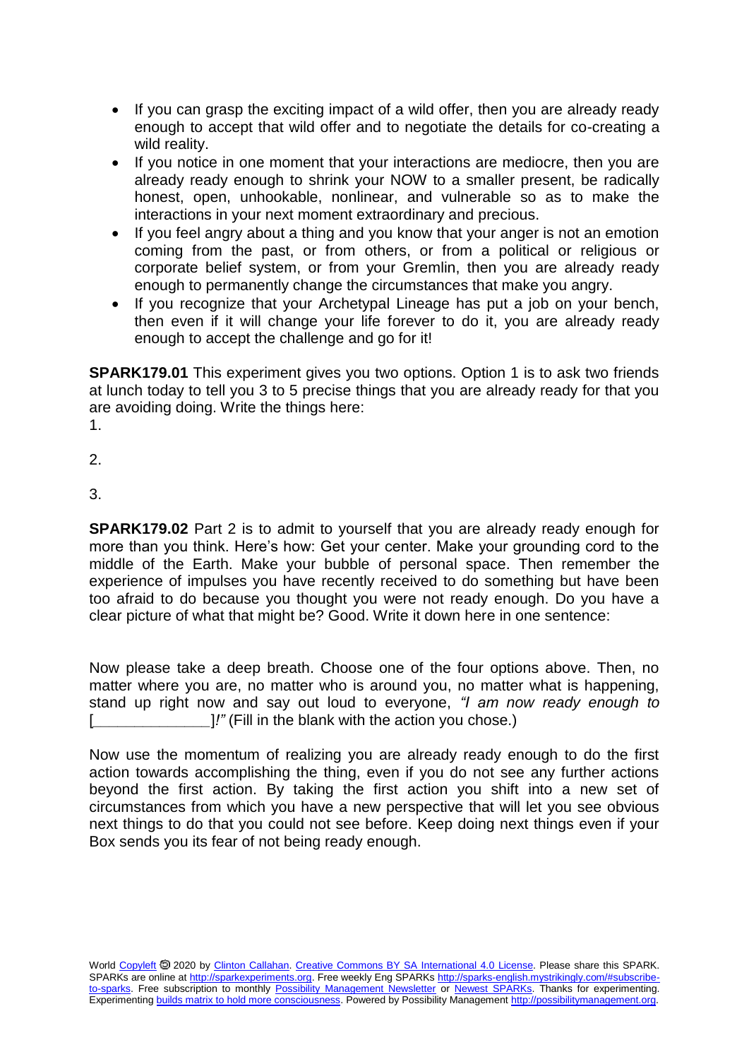- If you can grasp the exciting impact of a wild offer, then you are already ready enough to accept that wild offer and to negotiate the details for co-creating a wild reality.
- If you notice in one moment that your interactions are mediocre, then you are already ready enough to shrink your NOW to a smaller present, be radically honest, open, unhookable, nonlinear, and vulnerable so as to make the interactions in your next moment extraordinary and precious.
- If you feel angry about a thing and you know that your anger is not an emotion coming from the past, or from others, or from a political or religious or corporate belief system, or from your Gremlin, then you are already ready enough to permanently change the circumstances that make you angry.
- If you recognize that your Archetypal Lineage has put a job on your bench, then even if it will change your life forever to do it, you are already ready enough to accept the challenge and go for it!

**SPARK179.01** This experiment gives you two options. Option 1 is to ask two friends at lunch today to tell you 3 to 5 precise things that you are already ready for that you are avoiding doing. Write the things here:

1.

2.

3.

**SPARK179.02** Part 2 is to admit to yourself that you are already ready enough for more than you think. Here's how: Get your center. Make your grounding cord to the middle of the Earth. Make your bubble of personal space. Then remember the experience of impulses you have recently received to do something but have been too afraid to do because you thought you were not ready enough. Do you have a clear picture of what that might be? Good. Write it down here in one sentence:

Now please take a deep breath. Choose one of the four options above. Then, no matter where you are, no matter who is around you, no matter what is happening, stand up right now and say out loud to everyone, *"I am now ready enough to [______________]!"* (Fill in the blank with the action you chose.)

Now use the momentum of realizing you are already ready enough to do the first action towards accomplishing the thing, even if you do not see any further actions beyond the first action. By taking the first action you shift into a new set of circumstances from which you have a new perspective that will let you see obvious next things to do that you could not see before. Keep doing next things even if your Box sends you its fear of not being ready enough.

World Copyleft 🄯 2020 by Clinton Callahan. Creative Commons BY SA International 4.0 License. Please share this SPARK. SPARKs are online at http://sparkexperiments.org. Free weekly Eng SPARKs http://sparks-english.mystrikingly.com/#subscribe-to-sparks. Free subscription to monthly Possibility Management Newsletter or Newest SPARKs. Thanks for experimenting. Experimenting builds matrix to hold more consciousness. Powered by Possibility Management http://possibilitymanagement.org.